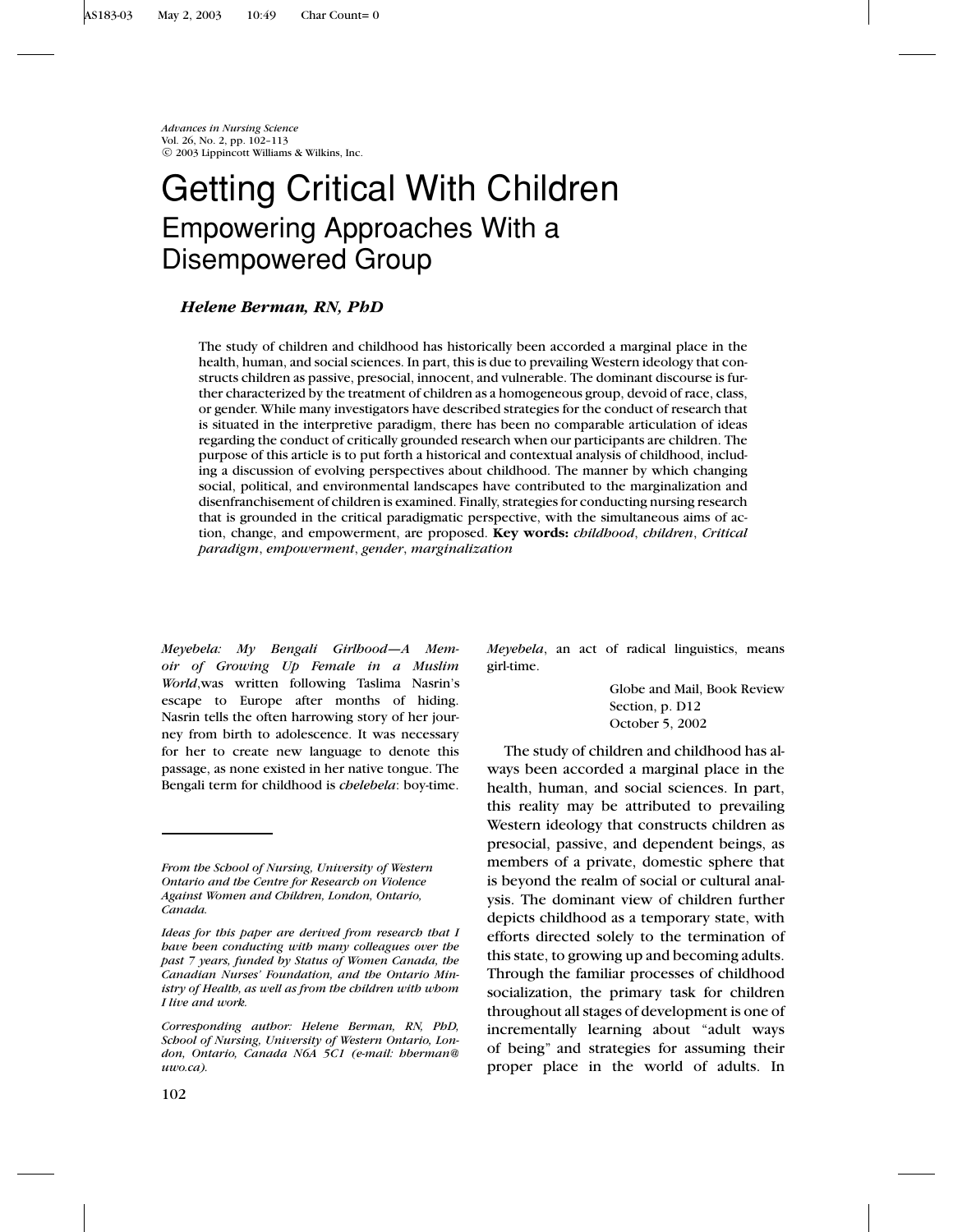# Getting Critical With Children

## Empowering Approaches With a Disempowered Group

***Helene Berman, RN, PhD***

The study of children and childhood has historically been accorded a marginal place in the health, human, and social sciences. In part, this is due to prevailing Western ideology that constructs children as passive, presocial, innocent, and vulnerable. The dominant discourse is further characterized by the treatment of children as a homogeneous group, devoid of race, class, or gender. While many investigators have described strategies for the conduct of research that is situated in the interpretive paradigm, there has been no comparable articulation of ideas regarding the conduct of critically grounded research when our participants are children. The purpose of this article is to put forth a historical and contextual analysis of childhood, including a discussion of evolving perspectives about childhood. The manner by which changing social, political, and environmental landscapes have contributed to the marginalization and disenfranchisement of children is examined. Finally, strategies for conducting nursing research that is grounded in the critical paradigmatic perspective, with the simultaneous aims of action, change, and empowerment, are proposed. **Key words:** *childhood*, *children*, *Critical paradigm*, *empowerment*, *gender*, *marginalization*

*Meyebela: My Bengali Girlhood—A Memoir of Growing Up Female in a Muslim World*,was written following Taslima Nasrin's escape to Europe after months of hiding. Nasrin tells the often harrowing story of her journey from birth to adolescence. It was necessary for her to create new language to denote this passage, as none existed in her native tongue. The Bengali term for childhood is *chelebela*: boy-time. *Meyebela*, an act of radical linguistics, means girl-time.

> Globe and Mail, Book Review Section, p. D12
> October 5, 2002

The study of children and childhood has always been accorded a marginal place in the health, human, and social sciences. In part, this reality may be attributed to prevailing Western ideology that constructs children as presocial, passive, and dependent beings, as members of a private, domestic sphere that is beyond the realm of social or cultural analysis. The dominant view of children further depicts childhood as a temporary state, with efforts directed solely to the termination of this state, to growing up and becoming adults. Through the familiar processes of childhood socialization, the primary task for children throughout all stages of development is one of incrementally learning about "adult ways of being" and strategies for assuming their proper place in the world of adults. In

*From the School of Nursing, University of Western Ontario and the Centre for Research on Violence Against Women and Children, London, Ontario, Canada.*

*Ideas for this paper are derived from research that I have been conducting with many colleagues over the past 7 years, funded by Status of Women Canada, the Canadian Nurses' Foundation, and the Ontario Ministry of Health, as well as from the children with whom I live and work.*

*Corresponding author: Helene Berman, RN, PhD, School of Nursing, University of Western Ontario, London, Ontario, Canada N6A 5C1 (e-mail: hberman@uwo.ca).*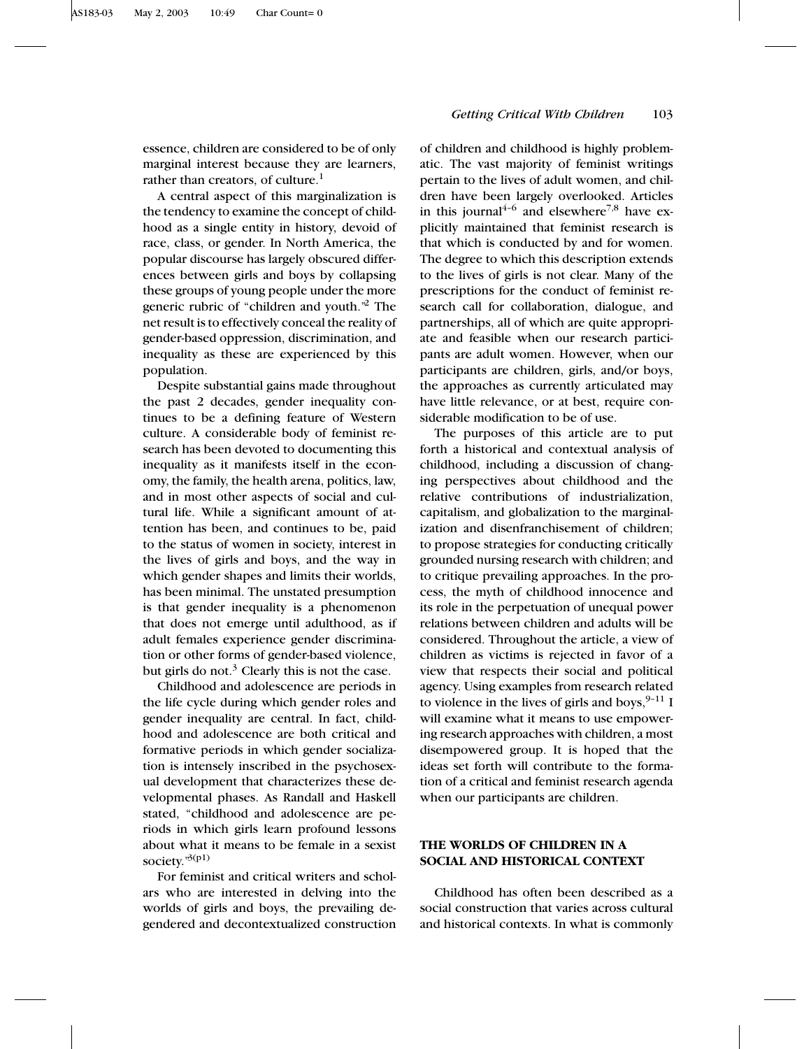essence, children are considered to be of only marginal interest because they are learners, rather than creators, of culture.[1]

A central aspect of this marginalization is the tendency to examine the concept of childhood as a single entity in history, devoid of race, class, or gender. In North America, the popular discourse has largely obscured differences between girls and boys by collapsing these groups of young people under the more generic rubric of "children and youth."[2] The net result is to effectively conceal the reality of gender-based oppression, discrimination, and inequality as these are experienced by this population.

Despite substantial gains made throughout the past 2 decades, gender inequality continues to be a defining feature of Western culture. A considerable body of feminist research has been devoted to documenting this inequality as it manifests itself in the economy, the family, the health arena, politics, law, and in most other aspects of social and cultural life. While a significant amount of attention has been, and continues to be, paid to the status of women in society, interest in the lives of girls and boys, and the way in which gender shapes and limits their worlds, has been minimal. The unstated presumption is that gender inequality is a phenomenon that does not emerge until adulthood, as if adult females experience gender discrimination or other forms of gender-based violence, but girls do not.[3] Clearly this is not the case.

Childhood and adolescence are periods in the life cycle during which gender roles and gender inequality are central. In fact, childhood and adolescence are both critical and formative periods in which gender socialization is intensely inscribed in the psychosexual development that characterizes these developmental phases. As Randall and Haskell stated, "childhood and adolescence are periods in which girls learn profound lessons about what it means to be female in a sexist society."[3(p1)]

For feminist and critical writers and scholars who are interested in delving into the worlds of girls and boys, the prevailing degendered and decontextualized construction of children and childhood is highly problematic. The vast majority of feminist writings pertain to the lives of adult women, and children have been largely overlooked. Articles in this journal[4–6] and elsewhere[7,8] have explicitly maintained that feminist research is that which is conducted by and for women. The degree to which this description extends to the lives of girls is not clear. Many of the prescriptions for the conduct of feminist research call for collaboration, dialogue, and partnerships, all of which are quite appropriate and feasible when our research participants are adult women. However, when our participants are children, girls, and/or boys, the approaches as currently articulated may have little relevance, or at best, require considerable modification to be of use.

The purposes of this article are to put forth a historical and contextual analysis of childhood, including a discussion of changing perspectives about childhood and the relative contributions of industrialization, capitalism, and globalization to the marginalization and disenfranchisement of children; to propose strategies for conducting critically grounded nursing research with children; and to critique prevailing approaches. In the process, the myth of childhood innocence and its role in the perpetuation of unequal power relations between children and adults will be considered. Throughout the article, a view of children as victims is rejected in favor of a view that respects their social and political agency. Using examples from research related to violence in the lives of girls and boys,[9–11] I will examine what it means to use empowering research approaches with children, a most disempowered group. It is hoped that the ideas set forth will contribute to the formation of a critical and feminist research agenda when our participants are children.

## THE WORLDS OF CHILDREN IN A SOCIAL AND HISTORICAL CONTEXT

Childhood has often been described as a social construction that varies across cultural and historical contexts. In what is commonly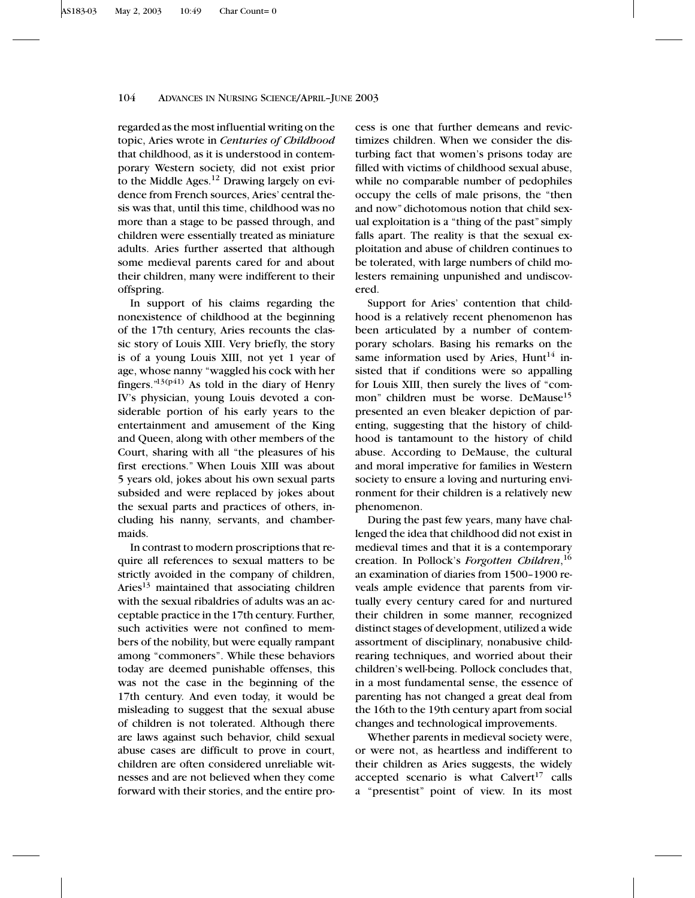regarded as the most influential writing on the topic, Aries wrote in *Centuries of Childhood* that childhood, as it is understood in contemporary Western society, did not exist prior to the Middle Ages.[12] Drawing largely on evidence from French sources, Aries' central thesis was that, until this time, childhood was no more than a stage to be passed through, and children were essentially treated as miniature adults. Aries further asserted that although some medieval parents cared for and about their children, many were indifferent to their offspring.

In support of his claims regarding the nonexistence of childhood at the beginning of the 17th century, Aries recounts the classic story of Louis XIII. Very briefly, the story is of a young Louis XIII, not yet 1 year of age, whose nanny "waggled his cock with her fingers."[13(p41)] As told in the diary of Henry IV's physician, young Louis devoted a considerable portion of his early years to the entertainment and amusement of the King and Queen, along with other members of the Court, sharing with all "the pleasures of his first erections." When Louis XIII was about 5 years old, jokes about his own sexual parts subsided and were replaced by jokes about the sexual parts and practices of others, including his nanny, servants, and chambermaids.

In contrast to modern proscriptions that require all references to sexual matters to be strictly avoided in the company of children, Aries[13] maintained that associating children with the sexual ribaldries of adults was an acceptable practice in the 17th century. Further, such activities were not confined to members of the nobility, but were equally rampant among "commoners". While these behaviors today are deemed punishable offenses, this was not the case in the beginning of the 17th century. And even today, it would be misleading to suggest that the sexual abuse of children is not tolerated. Although there are laws against such behavior, child sexual abuse cases are difficult to prove in court, children are often considered unreliable witnesses and are not believed when they come forward with their stories, and the entire process is one that further demeans and revictimizes children. When we consider the disturbing fact that women's prisons today are filled with victims of childhood sexual abuse, while no comparable number of pedophiles occupy the cells of male prisons, the "then and now" dichotomous notion that child sexual exploitation is a "thing of the past" simply falls apart. The reality is that the sexual exploitation and abuse of children continues to be tolerated, with large numbers of child molesters remaining unpunished and undiscovered.

Support for Aries' contention that childhood is a relatively recent phenomenon has been articulated by a number of contemporary scholars. Basing his remarks on the same information used by Aries, Hunt[14] insisted that if conditions were so appalling for Louis XIII, then surely the lives of "common" children must be worse. DeMause[15] presented an even bleaker depiction of parenting, suggesting that the history of childhood is tantamount to the history of child abuse. According to DeMause, the cultural and moral imperative for families in Western society to ensure a loving and nurturing environment for their children is a relatively new phenomenon.

During the past few years, many have challenged the idea that childhood did not exist in medieval times and that it is a contemporary creation. In Pollock's *Forgotten Children*,[16] an examination of diaries from 1500–1900 reveals ample evidence that parents from virtually every century cared for and nurtured their children in some manner, recognized distinct stages of development, utilized a wide assortment of disciplinary, nonabusive childrearing techniques, and worried about their children's well-being. Pollock concludes that, in a most fundamental sense, the essence of parenting has not changed a great deal from the 16th to the 19th century apart from social changes and technological improvements.

Whether parents in medieval society were, or were not, as heartless and indifferent to their children as Aries suggests, the widely accepted scenario is what Calvert[17] calls a "presentist" point of view. In its most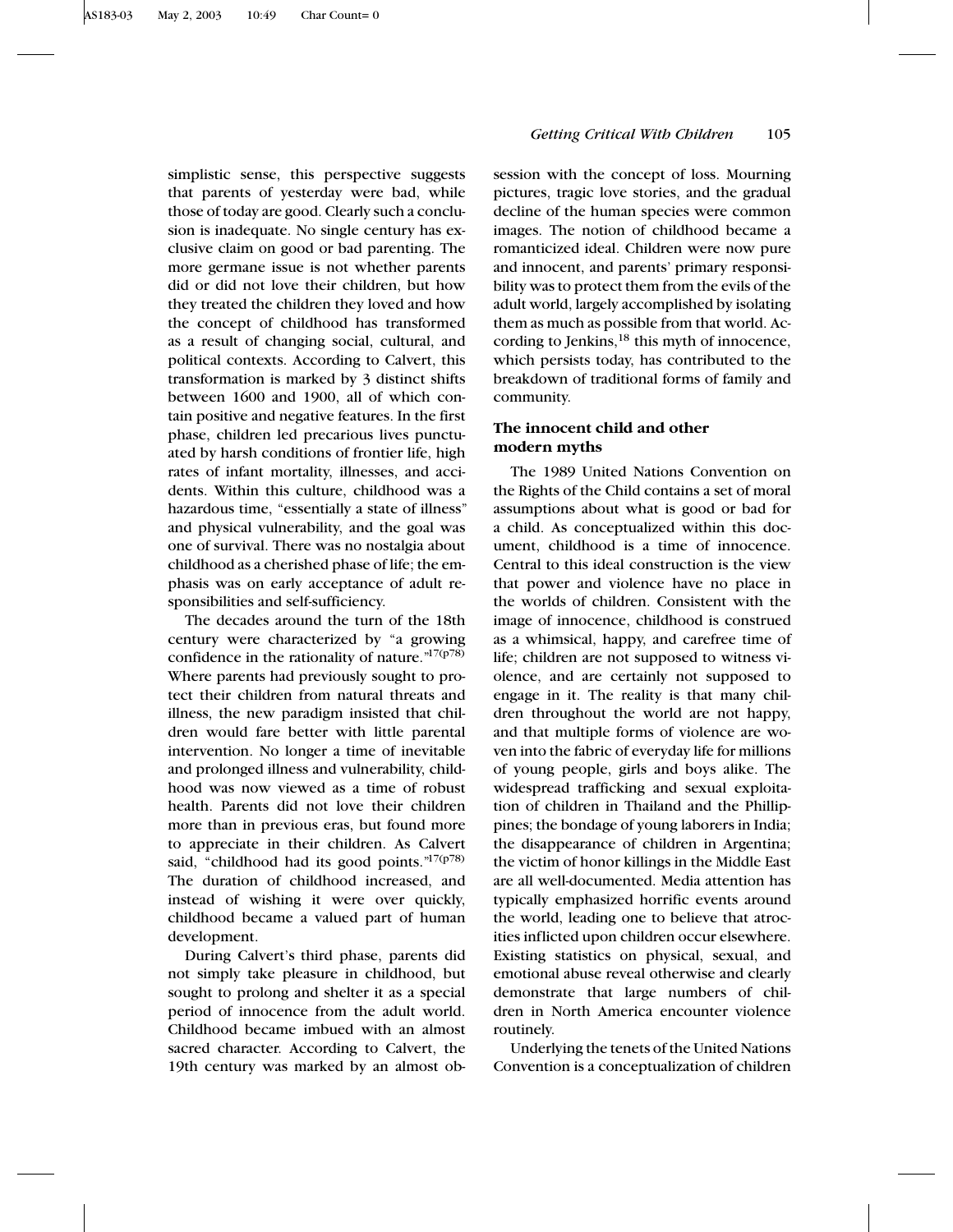simplistic sense, this perspective suggests that parents of yesterday were bad, while those of today are good. Clearly such a conclusion is inadequate. No single century has exclusive claim on good or bad parenting. The more germane issue is not whether parents did or did not love their children, but how they treated the children they loved and how the concept of childhood has transformed as a result of changing social, cultural, and political contexts. According to Calvert, this transformation is marked by 3 distinct shifts between 1600 and 1900, all of which contain positive and negative features. In the first phase, children led precarious lives punctuated by harsh conditions of frontier life, high rates of infant mortality, illnesses, and accidents. Within this culture, childhood was a hazardous time, "essentially a state of illness" and physical vulnerability, and the goal was one of survival. There was no nostalgia about childhood as a cherished phase of life; the emphasis was on early acceptance of adult responsibilities and self-sufficiency.

The decades around the turn of the 18th century were characterized by "a growing confidence in the rationality of nature."[17(p78)] Where parents had previously sought to protect their children from natural threats and illness, the new paradigm insisted that children would fare better with little parental intervention. No longer a time of inevitable and prolonged illness and vulnerability, childhood was now viewed as a time of robust health. Parents did not love their children more than in previous eras, but found more to appreciate in their children. As Calvert said, "childhood had its good points."[17(p78)] The duration of childhood increased, and instead of wishing it were over quickly, childhood became a valued part of human development.

During Calvert's third phase, parents did not simply take pleasure in childhood, but sought to prolong and shelter it as a special period of innocence from the adult world. Childhood became imbued with an almost sacred character. According to Calvert, the 19th century was marked by an almost obsession with the concept of loss. Mourning pictures, tragic love stories, and the gradual decline of the human species were common images. The notion of childhood became a romanticized ideal. Children were now pure and innocent, and parents' primary responsibility was to protect them from the evils of the adult world, largely accomplished by isolating them as much as possible from that world. According to Jenkins,[18] this myth of innocence, which persists today, has contributed to the breakdown of traditional forms of family and community.

### The innocent child and other modern myths

The 1989 United Nations Convention on the Rights of the Child contains a set of moral assumptions about what is good or bad for a child. As conceptualized within this document, childhood is a time of innocence. Central to this ideal construction is the view that power and violence have no place in the worlds of children. Consistent with the image of innocence, childhood is construed as a whimsical, happy, and carefree time of life; children are not supposed to witness violence, and are certainly not supposed to engage in it. The reality is that many children throughout the world are not happy, and that multiple forms of violence are woven into the fabric of everyday life for millions of young people, girls and boys alike. The widespread trafficking and sexual exploitation of children in Thailand and the Phillippines; the bondage of young laborers in India; the disappearance of children in Argentina; the victim of honor killings in the Middle East are all well-documented. Media attention has typically emphasized horrific events around the world, leading one to believe that atrocities inflicted upon children occur elsewhere. Existing statistics on physical, sexual, and emotional abuse reveal otherwise and clearly demonstrate that large numbers of children in North America encounter violence routinely.

Underlying the tenets of the United Nations Convention is a conceptualization of children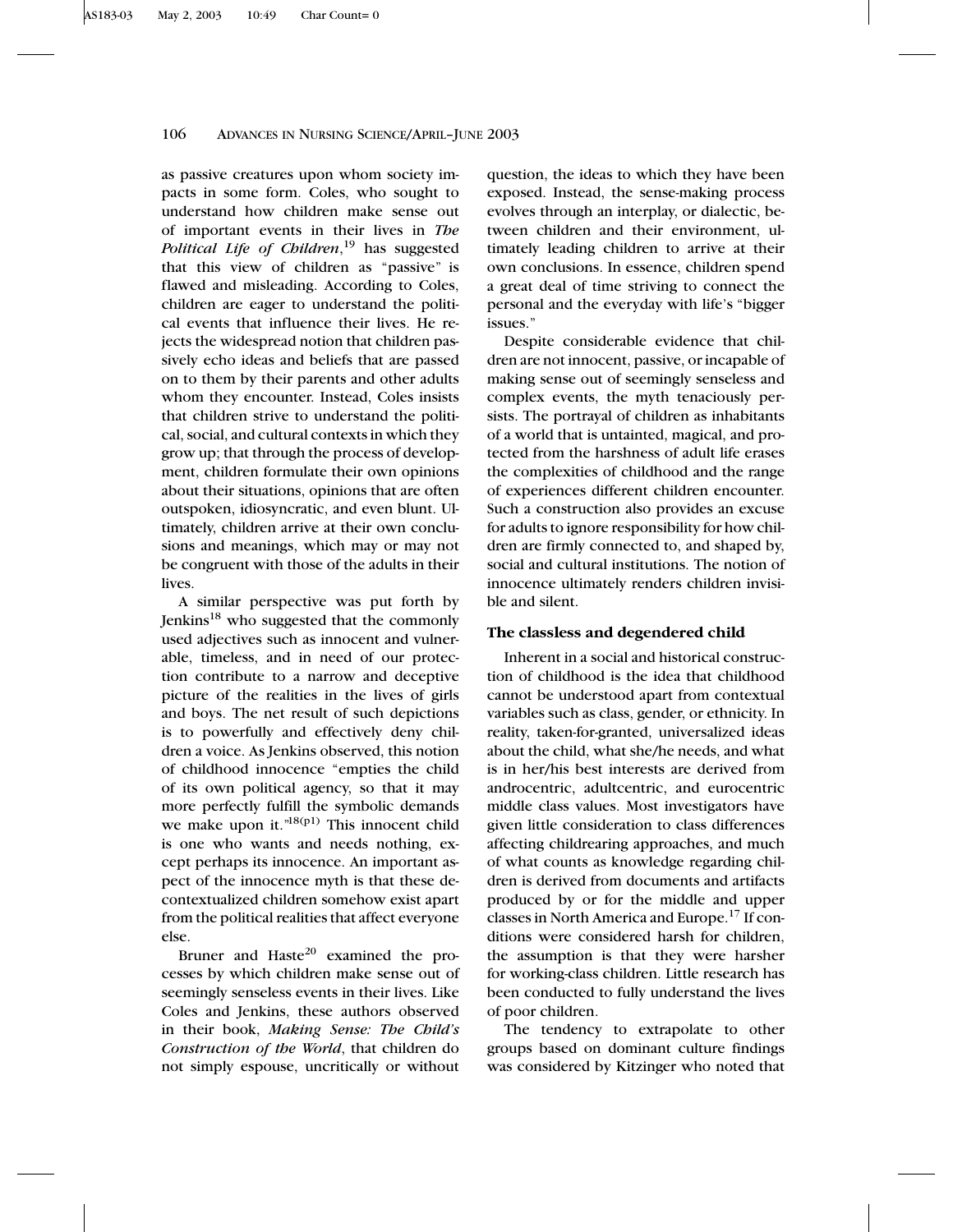as passive creatures upon whom society impacts in some form. Coles, who sought to understand how children make sense out of important events in their lives in *The Political Life of Children*,[19] has suggested that this view of children as "passive" is flawed and misleading. According to Coles, children are eager to understand the political events that influence their lives. He rejects the widespread notion that children passively echo ideas and beliefs that are passed on to them by their parents and other adults whom they encounter. Instead, Coles insists that children strive to understand the political, social, and cultural contexts in which they grow up; that through the process of development, children formulate their own opinions about their situations, opinions that are often outspoken, idiosyncratic, and even blunt. Ultimately, children arrive at their own conclusions and meanings, which may or may not be congruent with those of the adults in their lives.

A similar perspective was put forth by Jenkins[18] who suggested that the commonly used adjectives such as innocent and vulnerable, timeless, and in need of our protection contribute to a narrow and deceptive picture of the realities in the lives of girls and boys. The net result of such depictions is to powerfully and effectively deny children a voice. As Jenkins observed, this notion of childhood innocence "empties the child of its own political agency, so that it may more perfectly fulfill the symbolic demands we make upon it."[18(p1)] This innocent child is one who wants and needs nothing, except perhaps its innocence. An important aspect of the innocence myth is that these decontextualized children somehow exist apart from the political realities that affect everyone else.

Bruner and Haste[20] examined the processes by which children make sense out of seemingly senseless events in their lives. Like Coles and Jenkins, these authors observed in their book, *Making Sense: The Child's Construction of the World*, that children do not simply espouse, uncritically or without question, the ideas to which they have been exposed. Instead, the sense-making process evolves through an interplay, or dialectic, between children and their environment, ultimately leading children to arrive at their own conclusions. In essence, children spend a great deal of time striving to connect the personal and the everyday with life's "bigger issues."

Despite considerable evidence that children are not innocent, passive, or incapable of making sense out of seemingly senseless and complex events, the myth tenaciously persists. The portrayal of children as inhabitants of a world that is untainted, magical, and protected from the harshness of adult life erases the complexities of childhood and the range of experiences different children encounter. Such a construction also provides an excuse for adults to ignore responsibility for how children are firmly connected to, and shaped by, social and cultural institutions. The notion of innocence ultimately renders children invisible and silent.

### The classless and degendered child

Inherent in a social and historical construction of childhood is the idea that childhood cannot be understood apart from contextual variables such as class, gender, or ethnicity. In reality, taken-for-granted, universalized ideas about the child, what she/he needs, and what is in her/his best interests are derived from androcentric, adultcentric, and eurocentric middle class values. Most investigators have given little consideration to class differences affecting childrearing approaches, and much of what counts as knowledge regarding children is derived from documents and artifacts produced by or for the middle and upper classes in North America and Europe.[17] If conditions were considered harsh for children, the assumption is that they were harsher for working-class children. Little research has been conducted to fully understand the lives of poor children.

The tendency to extrapolate to other groups based on dominant culture findings was considered by Kitzinger who noted that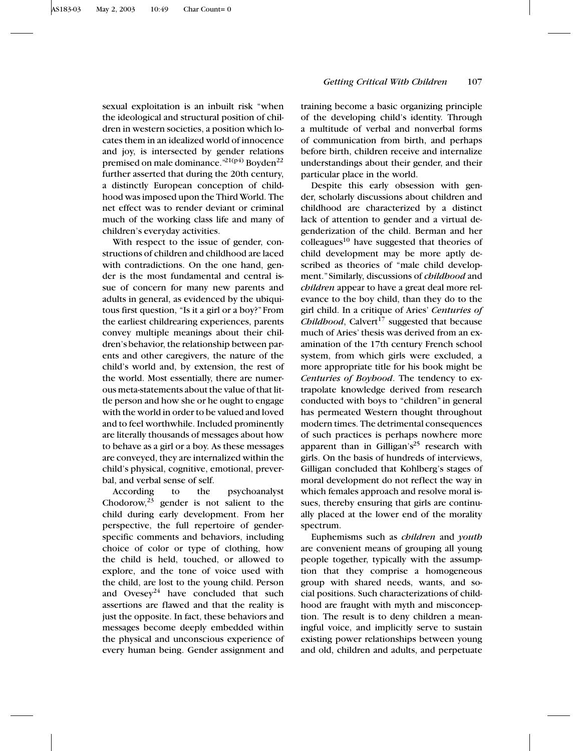sexual exploitation is an inbuilt risk "when the ideological and structural position of children in western societies, a position which locates them in an idealized world of innocence and joy, is intersected by gender relations premised on male dominance."[21(p4)] Boyden[22] further asserted that during the 20th century, a distinctly European conception of childhood was imposed upon the Third World. The net effect was to render deviant or criminal much of the working class life and many of children's everyday activities.

With respect to the issue of gender, constructions of children and childhood are laced with contradictions. On the one hand, gender is the most fundamental and central issue of concern for many new parents and adults in general, as evidenced by the ubiquitous first question, "Is it a girl or a boy?" From the earliest childrearing experiences, parents convey multiple meanings about their children's behavior, the relationship between parents and other caregivers, the nature of the child's world and, by extension, the rest of the world. Most essentially, there are numerous meta-statements about the value of that little person and how she or he ought to engage with the world in order to be valued and loved and to feel worthwhile. Included prominently are literally thousands of messages about how to behave as a girl or a boy. As these messages are conveyed, they are internalized within the child's physical, cognitive, emotional, preverbal, and verbal sense of self.

According to the psychoanalyst Chodorow,[23] gender is not salient to the child during early development. From her perspective, the full repertoire of gender-specific comments and behaviors, including choice of color or type of clothing, how the child is held, touched, or allowed to explore, and the tone of voice used with the child, are lost to the young child. Person and Ovesey[24] have concluded that such assertions are flawed and that the reality is just the opposite. In fact, these behaviors and messages become deeply embedded within the physical and unconscious experience of every human being. Gender assignment and training become a basic organizing principle of the developing child's identity. Through a multitude of verbal and nonverbal forms of communication from birth, and perhaps before birth, children receive and internalize understandings about their gender, and their particular place in the world.

Despite this early obsession with gender, scholarly discussions about children and childhood are characterized by a distinct lack of attention to gender and a virtual degenderization of the child. Berman and her colleagues[10] have suggested that theories of child development may be more aptly described as theories of "male child development." Similarly, discussions of *childhood* and *children* appear to have a great deal more relevance to the boy child, than they do to the girl child. In a critique of Aries' *Centuries of Childhood*, Calvert[17] suggested that because much of Aries' thesis was derived from an examination of the 17th century French school system, from which girls were excluded, a more appropriate title for his book might be *Centuries of Boyhood*. The tendency to extrapolate knowledge derived from research conducted with boys to "children" in general has permeated Western thought throughout modern times. The detrimental consequences of such practices is perhaps nowhere more apparent than in Gilligan's[25] research with girls. On the basis of hundreds of interviews, Gilligan concluded that Kohlberg's stages of moral development do not reflect the way in which females approach and resolve moral issues, thereby ensuring that girls are continually placed at the lower end of the morality spectrum.

Euphemisms such as *children* and *youth* are convenient means of grouping all young people together, typically with the assumption that they comprise a homogeneous group with shared needs, wants, and social positions. Such characterizations of childhood are fraught with myth and misconception. The result is to deny children a meaningful voice, and implicitly serve to sustain existing power relationships between young and old, children and adults, and perpetuate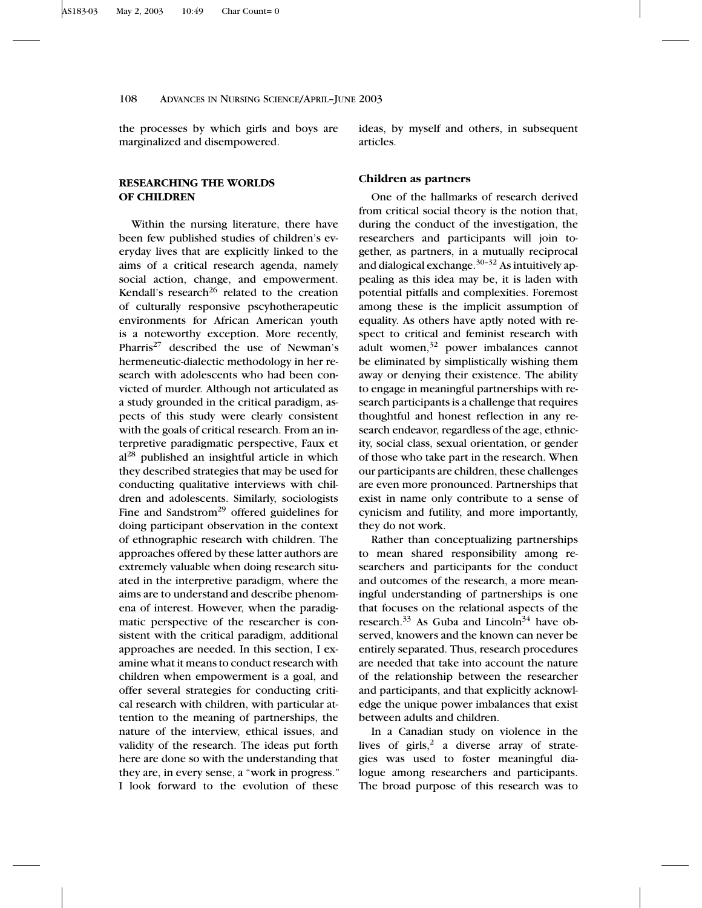the processes by which girls and boys are marginalized and disempowered.

## RESEARCHING THE WORLDS OF CHILDREN

Within the nursing literature, there have been few published studies of children's everyday lives that are explicitly linked to the aims of a critical research agenda, namely social action, change, and empowerment. Kendall's research[26] related to the creation of culturally responsive pscyhotherapeutic environments for African American youth is a noteworthy exception. More recently, Pharris[27] described the use of Newman's hermeneutic-dialectic methodology in her research with adolescents who had been convicted of murder. Although not articulated as a study grounded in the critical paradigm, aspects of this study were clearly consistent with the goals of critical research. From an interpretive paradigmatic perspective, Faux et al[28] published an insightful article in which they described strategies that may be used for conducting qualitative interviews with children and adolescents. Similarly, sociologists Fine and Sandstrom[29] offered guidelines for doing participant observation in the context of ethnographic research with children. The approaches offered by these latter authors are extremely valuable when doing research situated in the interpretive paradigm, where the aims are to understand and describe phenomena of interest. However, when the paradigmatic perspective of the researcher is consistent with the critical paradigm, additional approaches are needed. In this section, I examine what it means to conduct research with children when empowerment is a goal, and offer several strategies for conducting critical research with children, with particular attention to the meaning of partnerships, the nature of the interview, ethical issues, and validity of the research. The ideas put forth here are done so with the understanding that they are, in every sense, a "work in progress." I look forward to the evolution of these ideas, by myself and others, in subsequent articles.

### Children as partners

One of the hallmarks of research derived from critical social theory is the notion that, during the conduct of the investigation, the researchers and participants will join together, as partners, in a mutually reciprocal and dialogical exchange.[30–32] As intuitively appealing as this idea may be, it is laden with potential pitfalls and complexities. Foremost among these is the implicit assumption of equality. As others have aptly noted with respect to critical and feminist research with adult women,[32] power imbalances cannot be eliminated by simplistically wishing them away or denying their existence. The ability to engage in meaningful partnerships with research participants is a challenge that requires thoughtful and honest reflection in any research endeavor, regardless of the age, ethnicity, social class, sexual orientation, or gender of those who take part in the research. When our participants are children, these challenges are even more pronounced. Partnerships that exist in name only contribute to a sense of cynicism and futility, and more importantly, they do not work.

Rather than conceptualizing partnerships to mean shared responsibility among researchers and participants for the conduct and outcomes of the research, a more meaningful understanding of partnerships is one that focuses on the relational aspects of the research.[33] As Guba and Lincoln[34] have observed, knowers and the known can never be entirely separated. Thus, research procedures are needed that take into account the nature of the relationship between the researcher and participants, and that explicitly acknowledge the unique power imbalances that exist between adults and children.

In a Canadian study on violence in the lives of girls,[2] a diverse array of strategies was used to foster meaningful dialogue among researchers and participants. The broad purpose of this research was to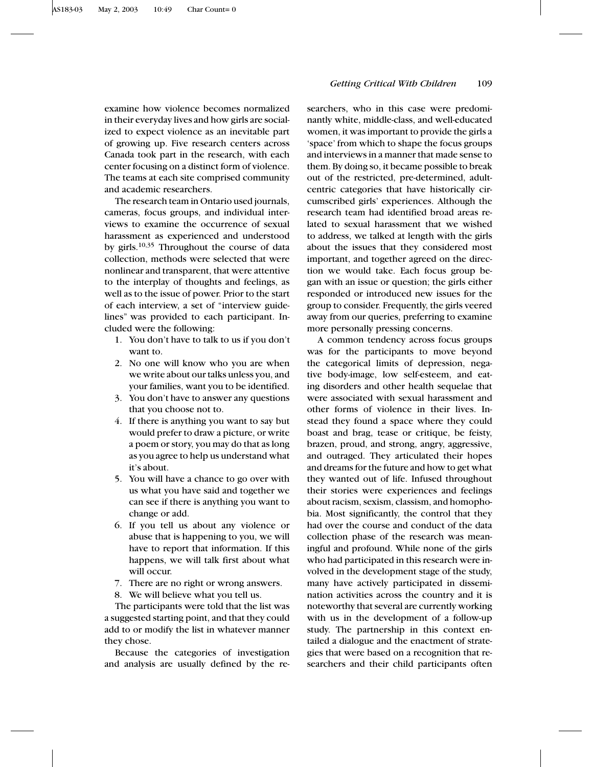examine how violence becomes normalized in their everyday lives and how girls are socialized to expect violence as an inevitable part of growing up. Five research centers across Canada took part in the research, with each center focusing on a distinct form of violence. The teams at each site comprised community and academic researchers.

The research team in Ontario used journals, cameras, focus groups, and individual interviews to examine the occurrence of sexual harassment as experienced and understood by girls.[10,35] Throughout the course of data collection, methods were selected that were nonlinear and transparent, that were attentive to the interplay of thoughts and feelings, as well as to the issue of power. Prior to the start of each interview, a set of "interview guidelines" was provided to each participant. Included were the following:

1. You don't have to talk to us if you don't want to.
2. No one will know who you are when we write about our talks unless you, and your families, want you to be identified.
3. You don't have to answer any questions that you choose not to.
4. If there is anything you want to say but would prefer to draw a picture, or write a poem or story, you may do that as long as you agree to help us understand what it's about.
5. You will have a chance to go over with us what you have said and together we can see if there is anything you want to change or add.
6. If you tell us about any violence or abuse that is happening to you, we will have to report that information. If this happens, we will talk first about what will occur.
7. There are no right or wrong answers.
8. We will believe what you tell us.

The participants were told that the list was a suggested starting point, and that they could add to or modify the list in whatever manner they chose.

Because the categories of investigation and analysis are usually defined by the researchers, who in this case were predominantly white, middle-class, and well-educated women, it was important to provide the girls a 'space' from which to shape the focus groups and interviews in a manner that made sense to them. By doing so, it became possible to break out of the restricted, pre-determined, adult-centric categories that have historically circumscribed girls' experiences. Although the research team had identified broad areas related to sexual harassment that we wished to address, we talked at length with the girls about the issues that they considered most important, and together agreed on the direction we would take. Each focus group began with an issue or question; the girls either responded or introduced new issues for the group to consider. Frequently, the girls veered away from our queries, preferring to examine more personally pressing concerns.

A common tendency across focus groups was for the participants to move beyond the categorical limits of depression, negative body-image, low self-esteem, and eating disorders and other health sequelae that were associated with sexual harassment and other forms of violence in their lives. Instead they found a space where they could boast and brag, tease or critique, be feisty, brazen, proud, and strong, angry, aggressive, and outraged. They articulated their hopes and dreams for the future and how to get what they wanted out of life. Infused throughout their stories were experiences and feelings about racism, sexism, classism, and homophobia. Most significantly, the control that they had over the course and conduct of the data collection phase of the research was meaningful and profound. While none of the girls who had participated in this research were involved in the development stage of the study, many have actively participated in dissemination activities across the country and it is noteworthy that several are currently working with us in the development of a follow-up study. The partnership in this context entailed a dialogue and the enactment of strategies that were based on a recognition that researchers and their child participants often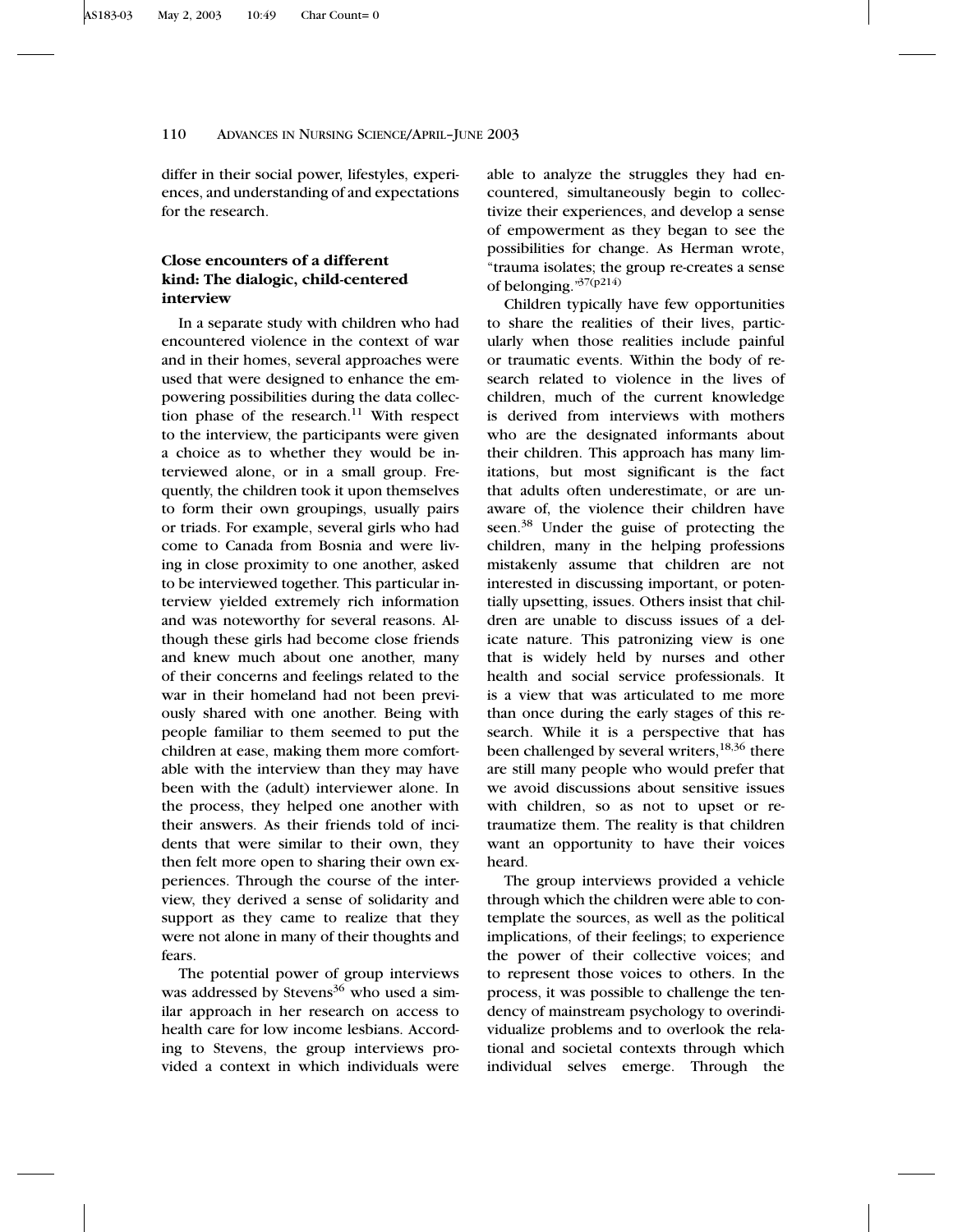differ in their social power, lifestyles, experiences, and understanding of and expectations for the research.

### Close encounters of a different kind: The dialogic, child-centered interview

In a separate study with children who had encountered violence in the context of war and in their homes, several approaches were used that were designed to enhance the empowering possibilities during the data collection phase of the research.[11] With respect to the interview, the participants were given a choice as to whether they would be interviewed alone, or in a small group. Frequently, the children took it upon themselves to form their own groupings, usually pairs or triads. For example, several girls who had come to Canada from Bosnia and were living in close proximity to one another, asked to be interviewed together. This particular interview yielded extremely rich information and was noteworthy for several reasons. Although these girls had become close friends and knew much about one another, many of their concerns and feelings related to the war in their homeland had not been previously shared with one another. Being with people familiar to them seemed to put the children at ease, making them more comfortable with the interview than they may have been with the (adult) interviewer alone. In the process, they helped one another with their answers. As their friends told of incidents that were similar to their own, they then felt more open to sharing their own experiences. Through the course of the interview, they derived a sense of solidarity and support as they came to realize that they were not alone in many of their thoughts and fears.

The potential power of group interviews was addressed by Stevens[36] who used a similar approach in her research on access to health care for low income lesbians. According to Stevens, the group interviews provided a context in which individuals were able to analyze the struggles they had encountered, simultaneously begin to collectivize their experiences, and develop a sense of empowerment as they began to see the possibilities for change. As Herman wrote, "trauma isolates; the group re-creates a sense of belonging."[37(p214)]

Children typically have few opportunities to share the realities of their lives, particularly when those realities include painful or traumatic events. Within the body of research related to violence in the lives of children, much of the current knowledge is derived from interviews with mothers who are the designated informants about their children. This approach has many limitations, but most significant is the fact that adults often underestimate, or are unaware of, the violence their children have seen.[38] Under the guise of protecting the children, many in the helping professions mistakenly assume that children are not interested in discussing important, or potentially upsetting, issues. Others insist that children are unable to discuss issues of a delicate nature. This patronizing view is one that is widely held by nurses and other health and social service professionals. It is a view that was articulated to me more than once during the early stages of this research. While it is a perspective that has been challenged by several writers,[18,36] there are still many people who would prefer that we avoid discussions about sensitive issues with children, so as not to upset or retraumatize them. The reality is that children want an opportunity to have their voices heard.

The group interviews provided a vehicle through which the children were able to contemplate the sources, as well as the political implications, of their feelings; to experience the power of their collective voices; and to represent those voices to others. In the process, it was possible to challenge the tendency of mainstream psychology to overindividualize problems and to overlook the relational and societal contexts through which individual selves emerge. Through the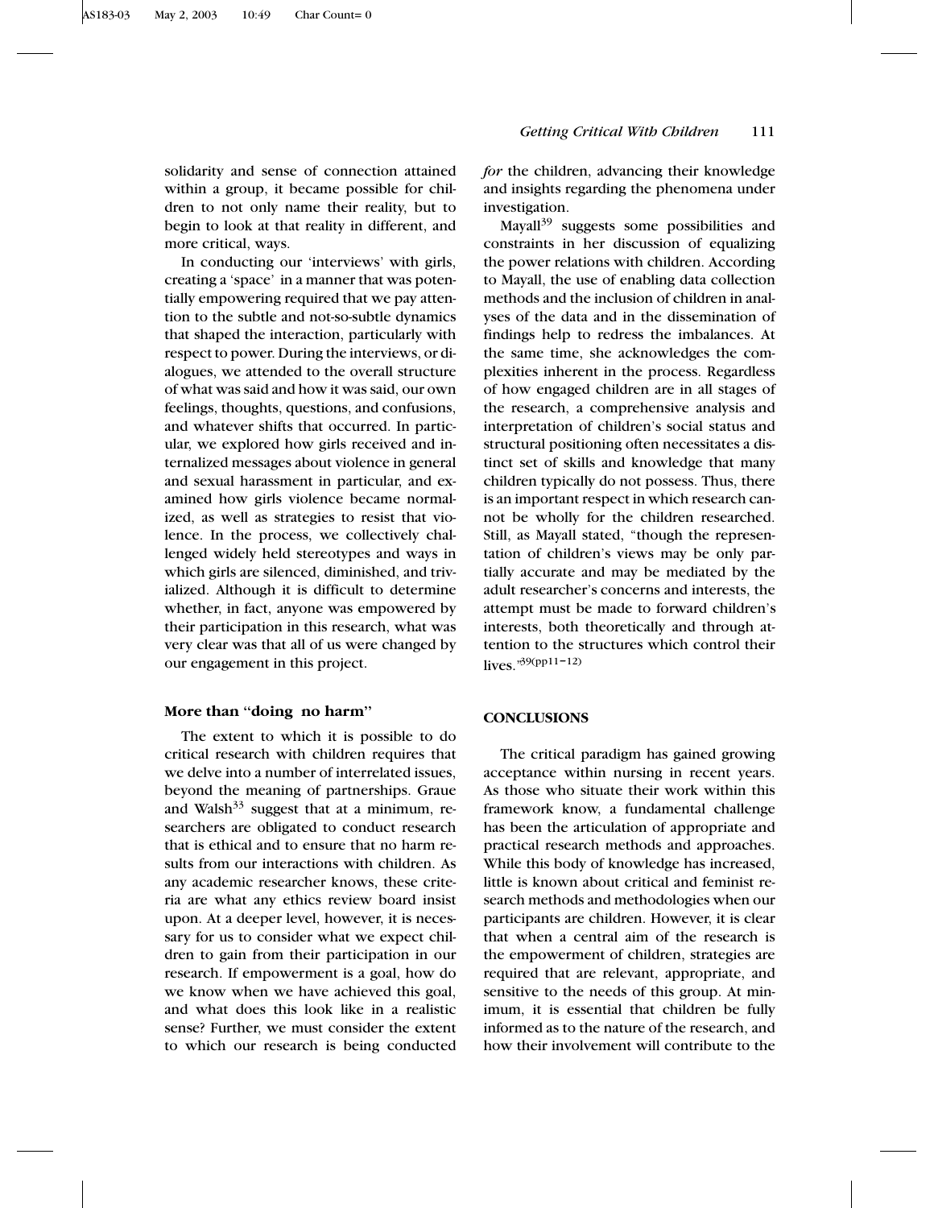solidarity and sense of connection attained within a group, it became possible for children to not only name their reality, but to begin to look at that reality in different, and more critical, ways.

In conducting our 'interviews' with girls, creating a 'space' in a manner that was potentially empowering required that we pay attention to the subtle and not-so-subtle dynamics that shaped the interaction, particularly with respect to power. During the interviews, or dialogues, we attended to the overall structure of what was said and how it was said, our own feelings, thoughts, questions, and confusions, and whatever shifts that occurred. In particular, we explored how girls received and internalized messages about violence in general and sexual harassment in particular, and examined how girls violence became normalized, as well as strategies to resist that violence. In the process, we collectively challenged widely held stereotypes and ways in which girls are silenced, diminished, and trivialized. Although it is difficult to determine whether, in fact, anyone was empowered by their participation in this research, what was very clear was that all of us were changed by our engagement in this project.

### More than "doing no harm"

The extent to which it is possible to do critical research with children requires that we delve into a number of interrelated issues, beyond the meaning of partnerships. Graue and Walsh[33] suggest that at a minimum, researchers are obligated to conduct research that is ethical and to ensure that no harm results from our interactions with children. As any academic researcher knows, these criteria are what any ethics review board insist upon. At a deeper level, however, it is necessary for us to consider what we expect children to gain from their participation in our research. If empowerment is a goal, how do we know when we have achieved this goal, and what does this look like in a realistic sense? Further, we must consider the extent to which our research is being conducted *for* the children, advancing their knowledge and insights regarding the phenomena under investigation.

Mayall[39] suggests some possibilities and constraints in her discussion of equalizing the power relations with children. According to Mayall, the use of enabling data collection methods and the inclusion of children in analyses of the data and in the dissemination of findings help to redress the imbalances. At the same time, she acknowledges the complexities inherent in the process. Regardless of how engaged children are in all stages of the research, a comprehensive analysis and interpretation of children's social status and structural positioning often necessitates a distinct set of skills and knowledge that many children typically do not possess. Thus, there is an important respect in which research cannot be wholly for the children researched. Still, as Mayall stated, "though the representation of children's views may be only partially accurate and may be mediated by the adult researcher's concerns and interests, the attempt must be made to forward children's interests, both theoretically and through attention to the structures which control their lives."[39(pp11–12)]

## CONCLUSIONS

The critical paradigm has gained growing acceptance within nursing in recent years. As those who situate their work within this framework know, a fundamental challenge has been the articulation of appropriate and practical research methods and approaches. While this body of knowledge has increased, little is known about critical and feminist research methods and methodologies when our participants are children. However, it is clear that when a central aim of the research is the empowerment of children, strategies are required that are relevant, appropriate, and sensitive to the needs of this group. At minimum, it is essential that children be fully informed as to the nature of the research, and how their involvement will contribute to the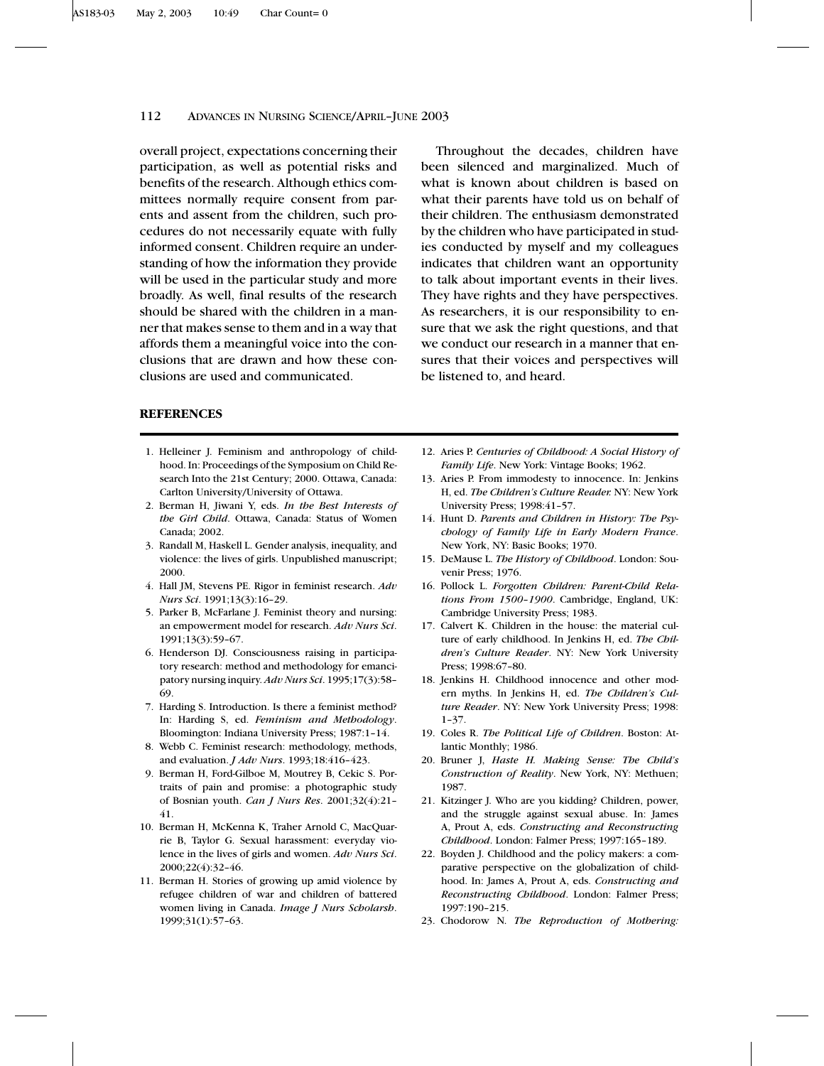overall project, expectations concerning their participation, as well as potential risks and benefits of the research. Although ethics committees normally require consent from parents and assent from the children, such procedures do not necessarily equate with fully informed consent. Children require an understanding of how the information they provide will be used in the particular study and more broadly. As well, final results of the research should be shared with the children in a manner that makes sense to them and in a way that affords them a meaningful voice into the conclusions that are drawn and how these conclusions are used and communicated.

Throughout the decades, children have been silenced and marginalized. Much of what is known about children is based on what their parents have told us on behalf of their children. The enthusiasm demonstrated by the children who have participated in studies conducted by myself and my colleagues indicates that children want an opportunity to talk about important events in their lives. They have rights and they have perspectives. As researchers, it is our responsibility to ensure that we ask the right questions, and that we conduct our research in a manner that ensures that their voices and perspectives will be listened to, and heard.

## REFERENCES

1. Helleiner J. Feminism and anthropology of childhood. In: Proceedings of the Symposium on Child Research Into the 21st Century; 2000. Ottawa, Canada: Carlton University/University of Ottawa.
2. Berman H, Jiwani Y, eds. *In the Best Interests of the Girl Child*. Ottawa, Canada: Status of Women Canada; 2002.
3. Randall M, Haskell L. Gender analysis, inequality, and violence: the lives of girls. Unpublished manuscript; 2000.
4. Hall JM, Stevens PE. Rigor in feminist research. *Adv Nurs Sci*. 1991;13(3):16–29.
5. Parker B, McFarlane J. Feminist theory and nursing: an empowerment model for research. *Adv Nurs Sci*. 1991;13(3):59–67.
6. Henderson DJ. Consciousness raising in participatory research: method and methodology for emancipatory nursing inquiry. *Adv Nurs Sci*. 1995;17(3):58–69.
7. Harding S. Introduction. Is there a feminist method? In: Harding S, ed. *Feminism and Methodology*. Bloomington: Indiana University Press; 1987:1–14.
8. Webb C. Feminist research: methodology, methods, and evaluation. *J Adv Nurs*. 1993;18:416–423.
9. Berman H, Ford-Gilboe M, Moutrey B, Cekic S. Portraits of pain and promise: a photographic study of Bosnian youth. *Can J Nurs Res*. 2001;32(4):21–41.
10. Berman H, McKenna K, Traher Arnold C, MacQuarrie B, Taylor G. Sexual harassment: everyday violence in the lives of girls and women. *Adv Nurs Sci*. 2000;22(4):32–46.
11. Berman H. Stories of growing up amid violence by refugee children of war and children of battered women living in Canada. *Image J Nurs Scholarsh*. 1999;31(1):57–63.
12. Aries P. *Centuries of Childhood: A Social History of Family Life*. New York: Vintage Books; 1962.
13. Aries P. From immodesty to innocence. In: Jenkins H, ed. *The Children's Culture Reader.* NY: New York University Press; 1998:41–57.
14. Hunt D. *Parents and Children in History: The Psychology of Family Life in Early Modern France*. New York, NY: Basic Books; 1970.
15. DeMause L. *The History of Childhood*. London: Souvenir Press; 1976.
16. Pollock L. *Forgotten Children: Parent-Child Relations From 1500–1900*. Cambridge, England, UK: Cambridge University Press; 1983.
17. Calvert K. Children in the house: the material culture of early childhood. In Jenkins H, ed. *The Children's Culture Reader*. NY: New York University Press; 1998:67–80.
18. Jenkins H. Childhood innocence and other modern myths. In Jenkins H, ed. *The Children's Culture Reader*. NY: New York University Press; 1998: 1–37.
19. Coles R. *The Political Life of Children*. Boston: Atlantic Monthly; 1986.
20. Bruner J, *Haste H. Making Sense: The Child's Construction of Reality*. New York, NY: Methuen; 1987.
21. Kitzinger J. Who are you kidding? Children, power, and the struggle against sexual abuse. In: James A, Prout A, eds. *Constructing and Reconstructing Childhood*. London: Falmer Press; 1997:165–189.
22. Boyden J. Childhood and the policy makers: a comparative perspective on the globalization of childhood. In: James A, Prout A, eds. *Constructing and Reconstructing Childhood*. London: Falmer Press; 1997:190–215.
23. Chodorow N. *The Reproduction of Mothering:*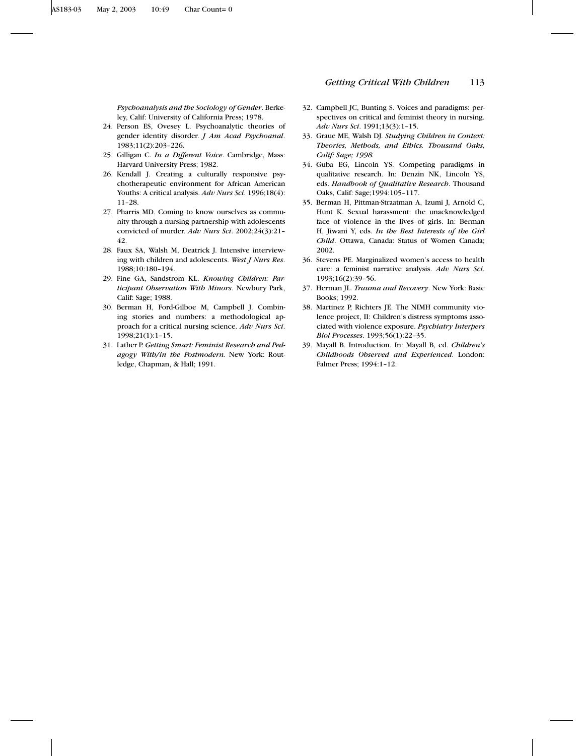*Psychoanalysis and the Sociology of Gender*. Berkeley, Calif: University of California Press; 1978.

24. Person ES, Ovesey L. Psychoanalytic theories of gender identity disorder. *J Am Acad Psychoanal*. 1983;11(2):203–226.
25. Gilligan C. *In a Different Voice*. Cambridge, Mass: Harvard University Press; 1982.
26. Kendall J. Creating a culturally responsive psychotherapeutic environment for African American Youths: A critical analysis. *Adv Nurs Sci*. 1996;18(4): 11–28.
27. Pharris MD. Coming to know ourselves as community through a nursing partnership with adolescents convicted of murder. *Adv Nurs Sci*. 2002;24(3):21–42.
28. Faux SA, Walsh M, Deatrick J. Intensive interviewing with children and adolescents. *West J Nurs Res*. 1988;10:180–194.
29. Fine GA, Sandstrom KL. *Knowing Children: Participant Observation With Minors*. Newbury Park, Calif: Sage; 1988.
30. Berman H, Ford-Gilboe M, Campbell J. Combining stories and numbers: a methodological approach for a critical nursing science. *Adv Nurs Sci*. 1998;21(1):1–15.
31. Lather P. *Getting Smart: Feminist Research and Pedagogy With/in the Postmodern.* New York: Routledge, Chapman, & Hall; 1991.
32. Campbell JC, Bunting S. Voices and paradigms: perspectives on critical and feminist theory in nursing. *Adv Nurs Sci*. 1991;13(3):1–15.
33. Graue ME, Walsh DJ. *Studying Children in Context: Theories, Methods, and Ethics. Thousand Oaks, Calif: Sage; 1998.*
34. Guba EG, Lincoln YS. Competing paradigms in qualitative research. In: Denzin NK, Lincoln YS, eds. *Handbook of Qualitative Research*. Thousand Oaks, Calif: Sage;1994:105–117.
35. Berman H, Pittman-Straatman A, Izumi J, Arnold C, Hunt K. Sexual harassment: the unacknowledged face of violence in the lives of girls. In: Berman H, Jiwani Y, eds. *In the Best Interests of the Girl Child*. Ottawa, Canada: Status of Women Canada; 2002.
36. Stevens PE. Marginalized women's access to health care: a feminist narrative analysis. *Adv Nurs Sci*. 1993;16(2):39–56.
37. Herman JL. *Trauma and Recovery*. New York: Basic Books; 1992.
38. Martinez P, Richters JE. The NIMH community violence project, II: Children's distress symptoms associated with violence exposure. *Psychiatry Interpers Biol Processes*. 1993;56(1):22–35.
39. Mayall B. Introduction. In: Mayall B, ed. *Children's Childhoods Observed and Experienced*. London: Falmer Press; 1994:1–12.